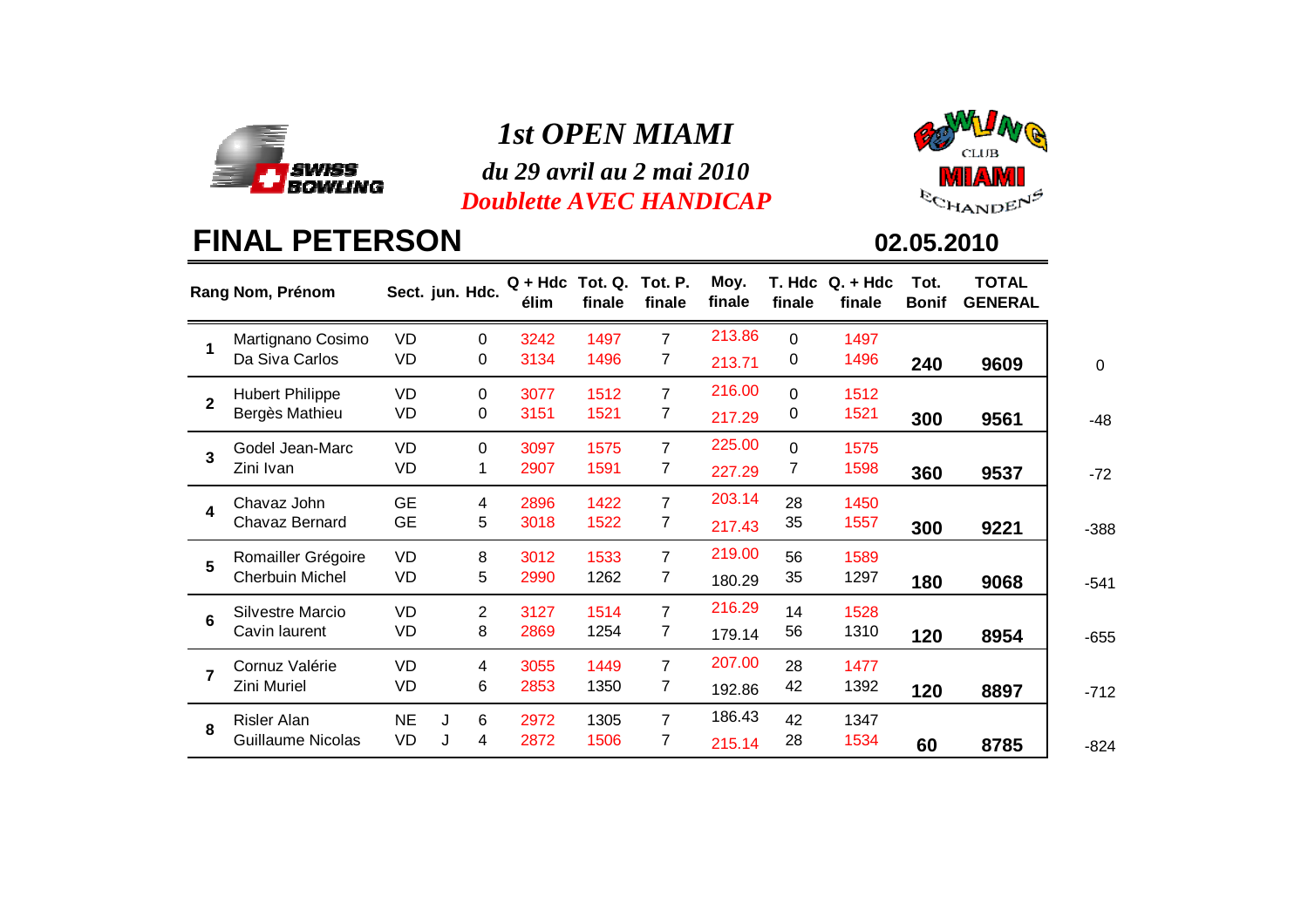# *1st OPEN MIAMI*

***du 29 avril au 2 mai 2010***

***Doublette AVEC HANDICAP***

## FINAL PETERSON

**02.05.2010**

| Rang | Nom, Prénom | Sect. | jun. | Hdc. | Q + Hdc élim | Tot. Q. finale | Tot. P. finale | Moy. finale | T. Hdc finale | Q. + Hdc finale | Tot. Bonif | TOTAL GENERAL | |
|---|---|---|---|---|---|---|---|---|---|---|---|---|---|
| **1** | Martignano Cosimo | VD | | 0 | 3242 | 1497 | 7 | 213.86 | 0 | 1497 | | | |
| | Da Siva Carlos | VD | | 0 | 3134 | 1496 | 7 | 213.71 | 0 | 1496 | **240** | **9609** | 0 |
| **2** | Hubert Philippe | VD | | 0 | 3077 | 1512 | 7 | 216.00 | 0 | 1512 | | | |
| | Bergès Mathieu | VD | | 0 | 3151 | 1521 | 7 | 217.29 | 0 | 1521 | **300** | **9561** | -48 |
| **3** | Godel Jean-Marc | VD | | 0 | 3097 | 1575 | 7 | 225.00 | 0 | 1575 | | | |
| | Zini Ivan | VD | | 1 | 2907 | 1591 | 7 | 227.29 | 7 | 1598 | **360** | **9537** | -72 |
| **4** | Chavaz John | GE | | 4 | 2896 | 1422 | 7 | 203.14 | 28 | 1450 | | | |
| | Chavaz Bernard | GE | | 5 | 3018 | 1522 | 7 | 217.43 | 35 | 1557 | **300** | **9221** | -388 |
| **5** | Romailler Grégoire | VD | | 8 | 3012 | 1533 | 7 | 219.00 | 56 | 1589 | | | |
| | Cherbuin Michel | VD | | 5 | 2990 | 1262 | 7 | 180.29 | 35 | 1297 | **180** | **9068** | -541 |
| **6** | Silvestre Marcio | VD | | 2 | 3127 | 1514 | 7 | 216.29 | 14 | 1528 | | | |
| | Cavin laurent | VD | | 8 | 2869 | 1254 | 7 | 179.14 | 56 | 1310 | **120** | **8954** | -655 |
| **7** | Cornuz Valérie | VD | | 4 | 3055 | 1449 | 7 | 207.00 | 28 | 1477 | | | |
| | Zini Muriel | VD | | 6 | 2853 | 1350 | 7 | 192.86 | 42 | 1392 | **120** | **8897** | -712 |
| **8** | Risler Alan | NE | J | 6 | 2972 | 1305 | 7 | 186.43 | 42 | 1347 | | | |
| | Guillaume Nicolas | VD | J | 4 | 2872 | 1506 | 7 | 215.14 | 28 | 1534 | **60** | **8785** | -824 |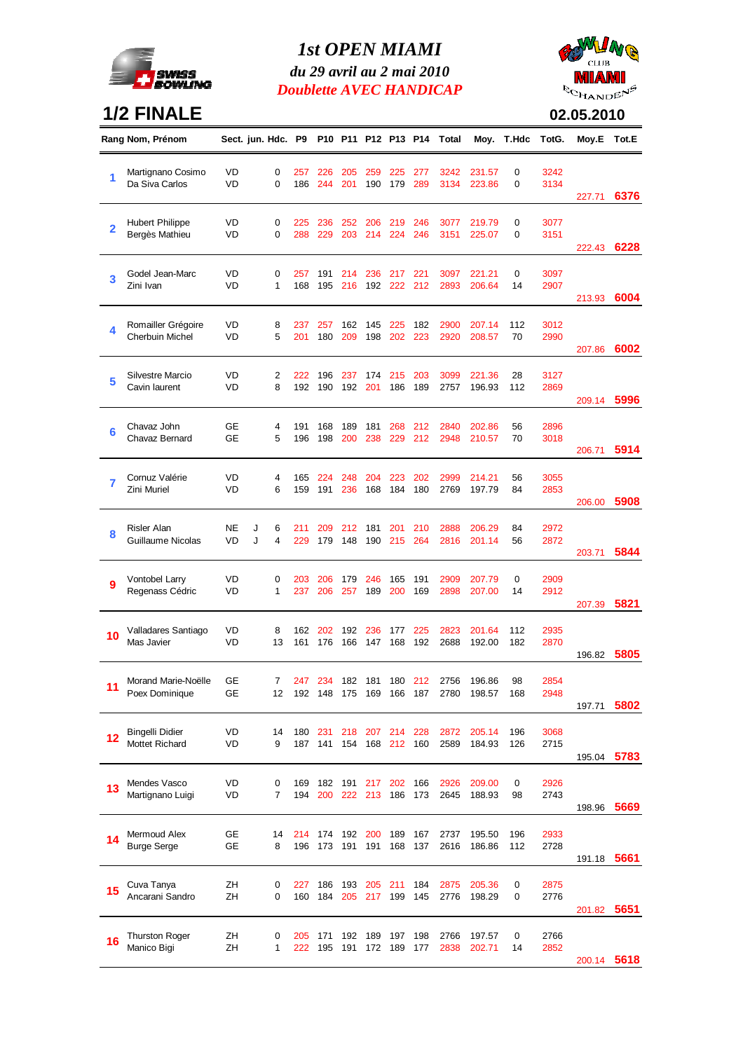# 1st OPEN MIAMI

## du 29 avril au 2 mai 2010

## Doublette AVEC HANDICAP

## 1/2 FINALE

02.05.2010

| Rang | Nom, Prénom | Sect. | jun. | Hdc. | P9 | P10 | P11 | P12 | P13 | P14 | Total | Moy. | T.Hdc | TotG. | Moy.E | Tot.E |
|---|---|---|---|---|---|---|---|---|---|---|---|---|---|---|---|---|
| 1 | Martignano Cosimo | VD | | 0 | 257 | 226 | 205 | 259 | 225 | 277 | 3242 | 231.57 | 0 | 3242 | | |
| | Da Siva Carlos | VD | | 0 | 186 | 244 | 201 | 190 | 179 | 289 | 3134 | 223.86 | 0 | 3134 | 227.71 | 6376 |
| 2 | Hubert Philippe | VD | | 0 | 225 | 236 | 252 | 206 | 219 | 246 | 3077 | 219.79 | 0 | 3077 | | |
| | Bergès Mathieu | VD | | 0 | 288 | 229 | 203 | 214 | 224 | 246 | 3151 | 225.07 | 0 | 3151 | 222.43 | 6228 |
| 3 | Godel Jean-Marc | VD | | 0 | 257 | 191 | 214 | 236 | 217 | 221 | 3097 | 221.21 | 0 | 3097 | | |
| | Zini Ivan | VD | | 1 | 168 | 195 | 216 | 192 | 222 | 212 | 2893 | 206.64 | 14 | 2907 | 213.93 | 6004 |
| 4 | Romailler Grégoire | VD | | 8 | 237 | 257 | 162 | 145 | 225 | 182 | 2900 | 207.14 | 112 | 3012 | | |
| | Cherbuin Michel | VD | | 5 | 201 | 180 | 209 | 198 | 202 | 223 | 2920 | 208.57 | 70 | 2990 | 207.86 | 6002 |
| 5 | Silvestre Marcio | VD | | 2 | 222 | 196 | 237 | 174 | 215 | 203 | 3099 | 221.36 | 28 | 3127 | | |
| | Cavin laurent | VD | | 8 | 192 | 190 | 192 | 201 | 186 | 189 | 2757 | 196.93 | 112 | 2869 | 209.14 | 5996 |
| 6 | Chavaz John | GE | | 4 | 191 | 168 | 189 | 181 | 268 | 212 | 2840 | 202.86 | 56 | 2896 | | |
| | Chavaz Bernard | GE | | 5 | 196 | 198 | 200 | 238 | 229 | 212 | 2948 | 210.57 | 70 | 3018 | 206.71 | 5914 |
| 7 | Cornuz Valérie | VD | | 4 | 165 | 224 | 248 | 204 | 223 | 202 | 2999 | 214.21 | 56 | 3055 | | |
| | Zini Muriel | VD | | 6 | 159 | 191 | 236 | 168 | 184 | 180 | 2769 | 197.79 | 84 | 2853 | 206.00 | 5908 |
| 8 | Risler Alan | NE | J | 6 | 211 | 209 | 212 | 181 | 201 | 210 | 2888 | 206.29 | 84 | 2972 | | |
| | Guillaume Nicolas | VD | J | 4 | 229 | 179 | 148 | 190 | 215 | 264 | 2816 | 201.14 | 56 | 2872 | 203.71 | 5844 |
| 9 | Vontobel Larry | VD | | 0 | 203 | 206 | 179 | 246 | 165 | 191 | 2909 | 207.79 | 0 | 2909 | | |
| | Regenass Cédric | VD | | 1 | 237 | 206 | 257 | 189 | 200 | 169 | 2898 | 207.00 | 14 | 2912 | 207.39 | 5821 |
| 10 | Valladares Santiago | VD | | 8 | 162 | 202 | 192 | 236 | 177 | 225 | 2823 | 201.64 | 112 | 2935 | | |
| | Mas Javier | VD | | 13 | 161 | 176 | 166 | 147 | 168 | 192 | 2688 | 192.00 | 182 | 2870 | 196.82 | 5805 |
| 11 | Morand Marie-Noëlle | GE | | 7 | 247 | 234 | 182 | 181 | 180 | 212 | 2756 | 196.86 | 98 | 2854 | | |
| | Poex Dominique | GE | | 12 | 192 | 148 | 175 | 169 | 166 | 187 | 2780 | 198.57 | 168 | 2948 | 197.71 | 5802 |
| 12 | Bingelli Didier | VD | | 14 | 180 | 231 | 218 | 207 | 214 | 228 | 2872 | 205.14 | 196 | 3068 | | |
| | Mottet Richard | VD | | 9 | 187 | 141 | 154 | 168 | 212 | 160 | 2589 | 184.93 | 126 | 2715 | 195.04 | 5783 |
| 13 | Mendes Vasco | VD | | 0 | 169 | 182 | 191 | 217 | 202 | 166 | 2926 | 209.00 | 0 | 2926 | | |
| | Martignano Luigi | VD | | 7 | 194 | 200 | 222 | 213 | 186 | 173 | 2645 | 188.93 | 98 | 2743 | 198.96 | 5669 |
| 14 | Mermoud Alex | GE | | 14 | 214 | 174 | 192 | 200 | 189 | 167 | 2737 | 195.50 | 196 | 2933 | | |
| | Burge Serge | GE | | 8 | 196 | 173 | 191 | 191 | 168 | 137 | 2616 | 186.86 | 112 | 2728 | 191.18 | 5661 |
| 15 | Cuva Tanya | ZH | | 0 | 227 | 186 | 193 | 205 | 211 | 184 | 2875 | 205.36 | 0 | 2875 | | |
| | Ancarani Sandro | ZH | | 0 | 160 | 184 | 205 | 217 | 199 | 145 | 2776 | 198.29 | 0 | 2776 | 201.82 | 5651 |
| 16 | Thurston Roger | ZH | | 0 | 205 | 171 | 192 | 189 | 197 | 198 | 2766 | 197.57 | 0 | 2766 | | |
| | Manico Bigi | ZH | | 1 | 222 | 195 | 191 | 172 | 189 | 177 | 2838 | 202.71 | 14 | 2852 | 200.14 | 5618 |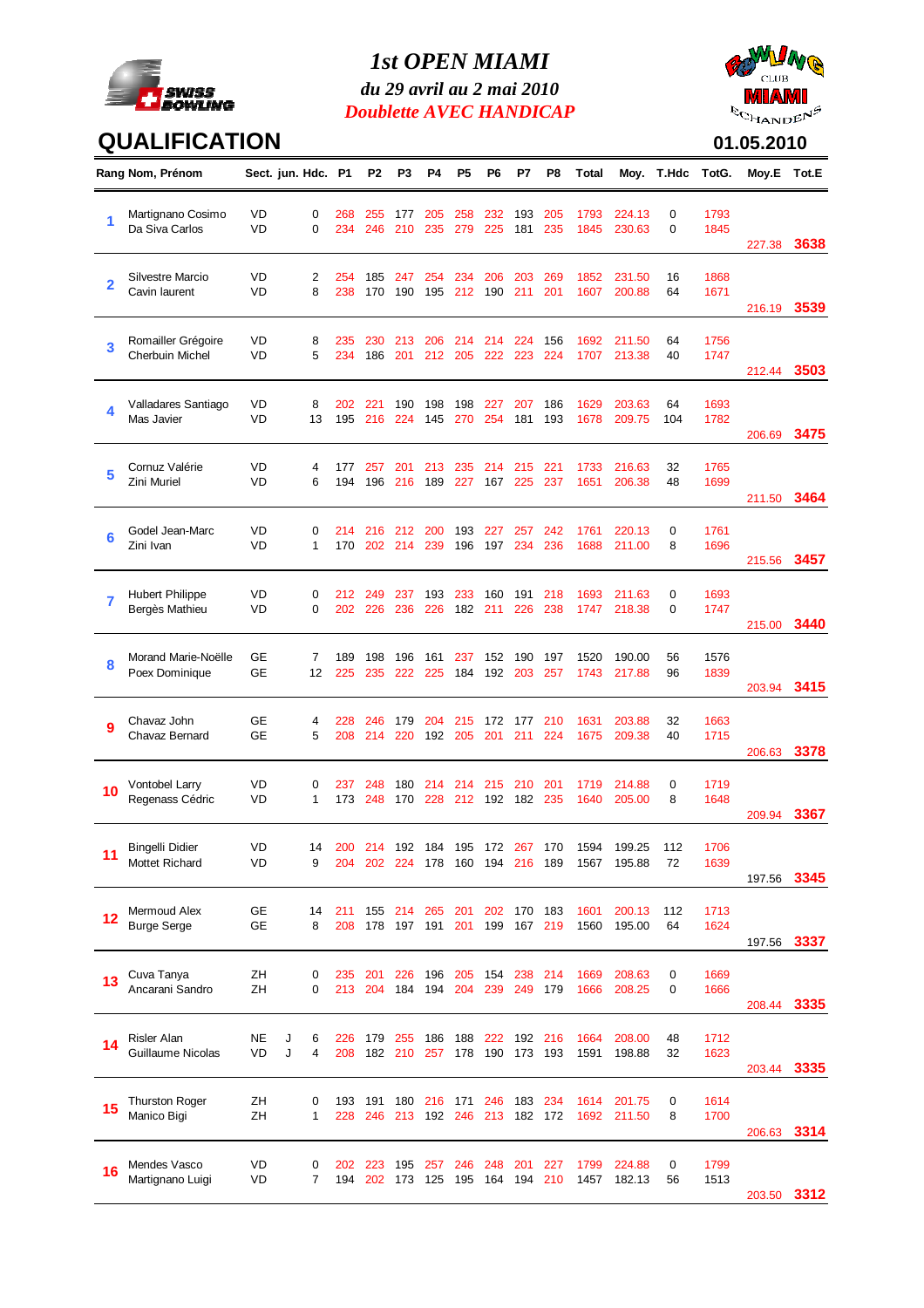# 1st OPEN MIAMI

**du 29 avril au 2 mai 2010**

**Doublette AVEC HANDICAP**

## QUALIFICATION

**01.05.2010**

| Rang | Nom, Prénom | Sect. | jun. | Hdc. | P1 | P2 | P3 | P4 | P5 | P6 | P7 | P8 | Total | Moy. | T.Hdc | TotG. | Moy.E | Tot.E |
|---|---|---|---|---|---|---|---|---|---|---|---|---|---|---|---|---|---|---|
| 1 | Martignano Cosimo | VD | | 0 | 268 | 255 | 177 | 205 | 258 | 232 | 193 | 205 | 1793 | 224.13 | 0 | 1793 | | |
| | Da Siva Carlos | VD | | 0 | 234 | 246 | 210 | 235 | 279 | 225 | 181 | 235 | 1845 | 230.63 | 0 | 1845 | 227.38 | 3638 |
| 2 | Silvestre Marcio | VD | | 2 | 254 | 185 | 247 | 254 | 234 | 206 | 203 | 269 | 1852 | 231.50 | 16 | 1868 | | |
| | Cavin laurent | VD | | 8 | 238 | 170 | 190 | 195 | 212 | 190 | 211 | 201 | 1607 | 200.88 | 64 | 1671 | 216.19 | 3539 |
| 3 | Romailler Grégoire | VD | | 8 | 235 | 230 | 213 | 206 | 214 | 214 | 224 | 156 | 1692 | 211.50 | 64 | 1756 | | |
| | Cherbuin Michel | VD | | 5 | 234 | 186 | 201 | 212 | 205 | 222 | 223 | 224 | 1707 | 213.38 | 40 | 1747 | 212.44 | 3503 |
| 4 | Valladares Santiago | VD | | 8 | 202 | 221 | 190 | 198 | 198 | 227 | 207 | 186 | 1629 | 203.63 | 64 | 1693 | | |
| | Mas Javier | VD | | 13 | 195 | 216 | 224 | 145 | 270 | 254 | 181 | 193 | 1678 | 209.75 | 104 | 1782 | 206.69 | 3475 |
| 5 | Cornuz Valérie | VD | | 4 | 177 | 257 | 201 | 213 | 235 | 214 | 215 | 221 | 1733 | 216.63 | 32 | 1765 | | |
| | Zini Muriel | VD | | 6 | 194 | 196 | 216 | 189 | 227 | 167 | 225 | 237 | 1651 | 206.38 | 48 | 1699 | 211.50 | 3464 |
| 6 | Godel Jean-Marc | VD | | 0 | 214 | 216 | 212 | 200 | 193 | 227 | 257 | 242 | 1761 | 220.13 | 0 | 1761 | | |
| | Zini Ivan | VD | | 1 | 170 | 202 | 214 | 239 | 196 | 197 | 234 | 236 | 1688 | 211.00 | 8 | 1696 | 215.56 | 3457 |
| 7 | Hubert Philippe | VD | | 0 | 212 | 249 | 237 | 193 | 233 | 160 | 191 | 218 | 1693 | 211.63 | 0 | 1693 | | |
| | Bergès Mathieu | VD | | 0 | 202 | 226 | 236 | 226 | 182 | 211 | 226 | 238 | 1747 | 218.38 | 0 | 1747 | 215.00 | 3440 |
| 8 | Morand Marie-Noëlle | GE | | 7 | 189 | 198 | 196 | 161 | 237 | 152 | 190 | 197 | 1520 | 190.00 | 56 | 1576 | | |
| | Poex Dominique | GE | | 12 | 225 | 235 | 222 | 225 | 184 | 192 | 203 | 257 | 1743 | 217.88 | 96 | 1839 | 203.94 | 3415 |
| 9 | Chavaz John | GE | | 4 | 228 | 246 | 179 | 204 | 215 | 172 | 177 | 210 | 1631 | 203.88 | 32 | 1663 | | |
| | Chavaz Bernard | GE | | 5 | 208 | 214 | 220 | 192 | 205 | 201 | 211 | 224 | 1675 | 209.38 | 40 | 1715 | 206.63 | 3378 |
| 10 | Vontobel Larry | VD | | 0 | 237 | 248 | 180 | 214 | 214 | 215 | 210 | 201 | 1719 | 214.88 | 0 | 1719 | | |
| | Regenass Cédric | VD | | 1 | 173 | 248 | 170 | 228 | 212 | 192 | 182 | 235 | 1640 | 205.00 | 8 | 1648 | 209.94 | 3367 |
| 11 | Bingelli Didier | VD | | 14 | 200 | 214 | 192 | 184 | 195 | 172 | 267 | 170 | 1594 | 199.25 | 112 | 1706 | | |
| | Mottet Richard | VD | | 9 | 204 | 202 | 224 | 178 | 160 | 194 | 216 | 189 | 1567 | 195.88 | 72 | 1639 | 197.56 | 3345 |
| 12 | Mermoud Alex | GE | | 14 | 211 | 155 | 214 | 265 | 201 | 202 | 170 | 183 | 1601 | 200.13 | 112 | 1713 | | |
| | Burge Serge | GE | | 8 | 208 | 178 | 197 | 191 | 201 | 199 | 167 | 219 | 1560 | 195.00 | 64 | 1624 | 197.56 | 3337 |
| 13 | Cuva Tanya | ZH | | 0 | 235 | 201 | 226 | 196 | 205 | 154 | 238 | 214 | 1669 | 208.63 | 0 | 1669 | | |
| | Ancarani Sandro | ZH | | 0 | 213 | 204 | 184 | 194 | 204 | 239 | 249 | 179 | 1666 | 208.25 | 0 | 1666 | 208.44 | 3335 |
| 14 | Risler Alan | NE | J | 6 | 226 | 179 | 255 | 186 | 188 | 222 | 192 | 216 | 1664 | 208.00 | 48 | 1712 | | |
| | Guillaume Nicolas | VD | J | 4 | 208 | 182 | 210 | 257 | 178 | 190 | 173 | 193 | 1591 | 198.88 | 32 | 1623 | 203.44 | 3335 |
| 15 | Thurston Roger | ZH | | 0 | 193 | 191 | 180 | 216 | 171 | 246 | 183 | 234 | 1614 | 201.75 | 0 | 1614 | | |
| | Manico Bigi | ZH | | 1 | 228 | 246 | 213 | 192 | 246 | 213 | 182 | 172 | 1692 | 211.50 | 8 | 1700 | 206.63 | 3314 |
| 16 | Mendes Vasco | VD | | 0 | 202 | 223 | 195 | 257 | 246 | 248 | 201 | 227 | 1799 | 224.88 | 0 | 1799 | | |
| | Martignano Luigi | VD | | 7 | 194 | 202 | 173 | 125 | 195 | 164 | 194 | 210 | 1457 | 182.13 | 56 | 1513 | 203.50 | 3312 |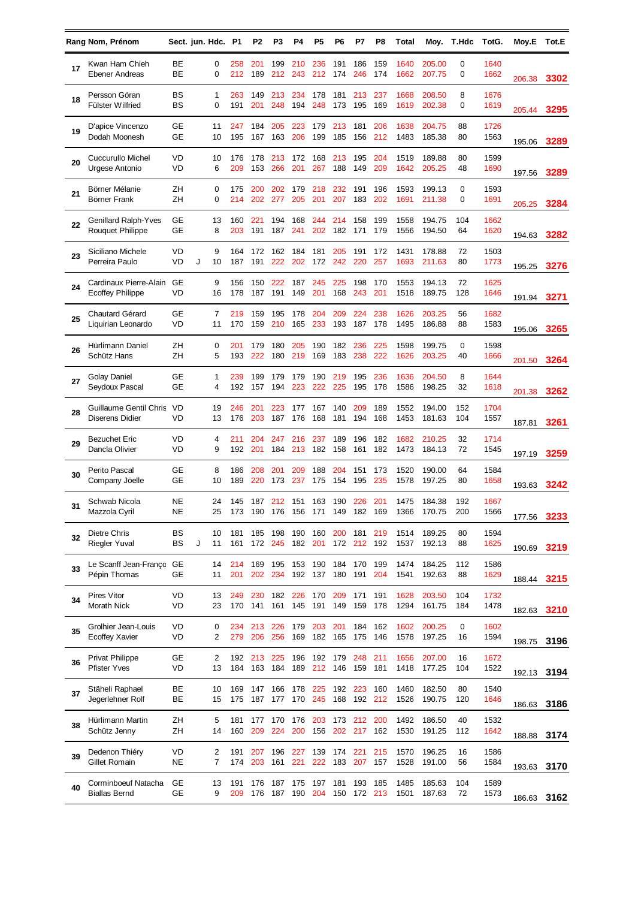| Rang | Nom, Prénom | Sect. | jun. | Hdc. | P1 | P2 | P3 | P4 | P5 | P6 | P7 | P8 | Total | Moy. | T.Hdc | TotG. | Moy.E | Tot.E |
|---|---|---|---|---|---|---|---|---|---|---|---|---|---|---|---|---|---|---|
| 17 | Kwan Ham Chieh | BE | | 0 | 258 | 201 | 199 | 210 | 236 | 191 | 186 | 159 | 1640 | 205.00 | 0 | 1640 | | |
| | Ebener Andreas | BE | | 0 | 212 | 189 | 212 | 243 | 212 | 174 | 246 | 174 | 1662 | 207.75 | 0 | 1662 | 206.38 | 3302 |
| 18 | Persson Göran | BS | | 1 | 263 | 149 | 213 | 234 | 178 | 181 | 213 | 237 | 1668 | 208.50 | 8 | 1676 | | |
| | Fülster Wilfried | BS | | 0 | 191 | 201 | 248 | 194 | 248 | 173 | 195 | 169 | 1619 | 202.38 | 0 | 1619 | 205.44 | 3295 |
| 19 | D'apice Vincenzo | GE | | 11 | 247 | 184 | 205 | 223 | 179 | 213 | 181 | 206 | 1638 | 204.75 | 88 | 1726 | | |
| | Dodah Moonesh | GE | | 10 | 195 | 167 | 163 | 206 | 199 | 185 | 156 | 212 | 1483 | 185.38 | 80 | 1563 | 195.06 | 3289 |
| 20 | Cuccurullo Michel | VD | | 10 | 176 | 178 | 213 | 172 | 168 | 213 | 195 | 204 | 1519 | 189.88 | 80 | 1599 | | |
| | Urgese Antonio | VD | | 6 | 209 | 153 | 266 | 201 | 267 | 188 | 149 | 209 | 1642 | 205.25 | 48 | 1690 | 197.56 | 3289 |
| 21 | Börner Mélanie | ZH | | 0 | 175 | 200 | 202 | 179 | 218 | 232 | 191 | 196 | 1593 | 199.13 | 0 | 1593 | | |
| | Börner Frank | ZH | | 0 | 214 | 202 | 277 | 205 | 201 | 207 | 183 | 202 | 1691 | 211.38 | 0 | 1691 | 205.25 | 3284 |
| 22 | Genillard Ralph-Yves | GE | | 13 | 160 | 221 | 194 | 168 | 244 | 214 | 158 | 199 | 1558 | 194.75 | 104 | 1662 | | |
| | Rouquet Philippe | GE | | 8 | 203 | 191 | 187 | 241 | 202 | 182 | 171 | 179 | 1556 | 194.50 | 64 | 1620 | 194.63 | 3282 |
| 23 | Siciliano Michele | VD | | 9 | 164 | 172 | 162 | 184 | 181 | 205 | 191 | 172 | 1431 | 178.88 | 72 | 1503 | | |
| | Perreira Paulo | VD | J | 10 | 187 | 191 | 222 | 202 | 172 | 242 | 220 | 257 | 1693 | 211.63 | 80 | 1773 | 195.25 | 3276 |
| 24 | Cardinaux Pierre-Alain | GE | | 9 | 156 | 150 | 222 | 187 | 245 | 225 | 198 | 170 | 1553 | 194.13 | 72 | 1625 | | |
| | Ecoffey Philippe | VD | | 16 | 178 | 187 | 191 | 149 | 201 | 168 | 243 | 201 | 1518 | 189.75 | 128 | 1646 | 191.94 | 3271 |
| 25 | Chautard Gérard | GE | | 7 | 219 | 159 | 195 | 178 | 204 | 209 | 224 | 238 | 1626 | 203.25 | 56 | 1682 | | |
| | Liquirian Leonardo | VD | | 11 | 170 | 159 | 210 | 165 | 233 | 193 | 187 | 178 | 1495 | 186.88 | 88 | 1583 | 195.06 | 3265 |
| 26 | Hürlimann Daniel | ZH | | 0 | 201 | 179 | 180 | 205 | 190 | 182 | 236 | 225 | 1598 | 199.75 | 0 | 1598 | | |
| | Schütz Hans | ZH | | 5 | 193 | 222 | 180 | 219 | 169 | 183 | 238 | 222 | 1626 | 203.25 | 40 | 1666 | 201.50 | 3264 |
| 27 | Golay Daniel | GE | | 1 | 239 | 199 | 179 | 179 | 190 | 219 | 195 | 236 | 1636 | 204.50 | 8 | 1644 | | |
| | Seydoux Pascal | GE | | 4 | 192 | 157 | 194 | 223 | 222 | 225 | 195 | 178 | 1586 | 198.25 | 32 | 1618 | 201.38 | 3262 |
| 28 | Guillaume Gentil Chris | VD | | 19 | 246 | 201 | 223 | 177 | 167 | 140 | 209 | 189 | 1552 | 194.00 | 152 | 1704 | | |
| | Diserens Didier | VD | | 13 | 176 | 203 | 187 | 176 | 168 | 181 | 194 | 168 | 1453 | 181.63 | 104 | 1557 | 187.81 | 3261 |
| 29 | Bezuchet Eric | VD | | 4 | 211 | 204 | 247 | 216 | 237 | 189 | 196 | 182 | 1682 | 210.25 | 32 | 1714 | | |
| | Dancla Olivier | VD | | 9 | 192 | 201 | 184 | 213 | 182 | 158 | 161 | 182 | 1473 | 184.13 | 72 | 1545 | 197.19 | 3259 |
| 30 | Perito Pascal | GE | | 8 | 186 | 208 | 201 | 209 | 188 | 204 | 151 | 173 | 1520 | 190.00 | 64 | 1584 | | |
| | Company Jöelle | GE | | 10 | 189 | 220 | 173 | 237 | 175 | 154 | 195 | 235 | 1578 | 197.25 | 80 | 1658 | 193.63 | 3242 |
| 31 | Schwab Nicola | NE | | 24 | 145 | 187 | 212 | 151 | 163 | 190 | 226 | 201 | 1475 | 184.38 | 192 | 1667 | | |
| | Mazzola Cyril | NE | | 25 | 173 | 190 | 176 | 156 | 171 | 149 | 182 | 169 | 1366 | 170.75 | 200 | 1566 | 177.56 | 3233 |
| 32 | Dietre Chris | BS | | 10 | 181 | 185 | 198 | 190 | 160 | 200 | 181 | 219 | 1514 | 189.25 | 80 | 1594 | | |
| | Riegler Yuval | BS | J | 11 | 161 | 172 | 245 | 182 | 201 | 172 | 212 | 192 | 1537 | 192.13 | 88 | 1625 | 190.69 | 3219 |
| 33 | Le Scanff Jean-Franço | GE | | 14 | 214 | 169 | 195 | 153 | 190 | 184 | 170 | 199 | 1474 | 184.25 | 112 | 1586 | | |
| | Pépin Thomas | GE | | 11 | 201 | 202 | 234 | 192 | 137 | 180 | 191 | 204 | 1541 | 192.63 | 88 | 1629 | 188.44 | 3215 |
| 34 | Pires Vitor | VD | | 13 | 249 | 230 | 182 | 226 | 170 | 209 | 171 | 191 | 1628 | 203.50 | 104 | 1732 | | |
| | Morath Nick | VD | | 23 | 170 | 141 | 161 | 145 | 191 | 149 | 159 | 178 | 1294 | 161.75 | 184 | 1478 | 182.63 | 3210 |
| 35 | Grolhier Jean-Louis | VD | | 0 | 234 | 213 | 226 | 179 | 203 | 201 | 184 | 162 | 1602 | 200.25 | 0 | 1602 | | |
| | Ecoffey Xavier | VD | | 2 | 279 | 206 | 256 | 169 | 182 | 165 | 175 | 146 | 1578 | 197.25 | 16 | 1594 | 198.75 | 3196 |
| 36 | Privat Philippe | GE | | 2 | 192 | 213 | 225 | 196 | 192 | 179 | 248 | 211 | 1656 | 207.00 | 16 | 1672 | | |
| | Pfister Yves | VD | | 13 | 184 | 163 | 184 | 189 | 212 | 146 | 159 | 181 | 1418 | 177.25 | 104 | 1522 | 192.13 | 3194 |
| 37 | Stäheli Raphael | BE | | 10 | 169 | 147 | 166 | 178 | 225 | 192 | 223 | 160 | 1460 | 182.50 | 80 | 1540 | | |
| | Jegerlehner Rolf | BE | | 15 | 175 | 187 | 177 | 170 | 245 | 168 | 192 | 212 | 1526 | 190.75 | 120 | 1646 | 186.63 | 3186 |
| 38 | Hürlimann Martin | ZH | | 5 | 181 | 177 | 170 | 176 | 203 | 173 | 212 | 200 | 1492 | 186.50 | 40 | 1532 | | |
| | Schütz Jenny | ZH | | 14 | 160 | 209 | 224 | 200 | 156 | 202 | 217 | 162 | 1530 | 191.25 | 112 | 1642 | 188.88 | 3174 |
| 39 | Dedenon Thiéry | VD | | 2 | 191 | 207 | 196 | 227 | 139 | 174 | 221 | 215 | 1570 | 196.25 | 16 | 1586 | | |
| | Gillet Romain | NE | | 7 | 174 | 203 | 161 | 221 | 222 | 183 | 207 | 157 | 1528 | 191.00 | 56 | 1584 | 193.63 | 3170 |
| 40 | Corminboeuf Natacha | GE | | 13 | 191 | 176 | 187 | 175 | 197 | 181 | 193 | 185 | 1485 | 185.63 | 104 | 1589 | | |
| | Biallas Bernd | GE | | 9 | 209 | 176 | 187 | 190 | 204 | 150 | 172 | 213 | 1501 | 187.63 | 72 | 1573 | 186.63 | 3162 |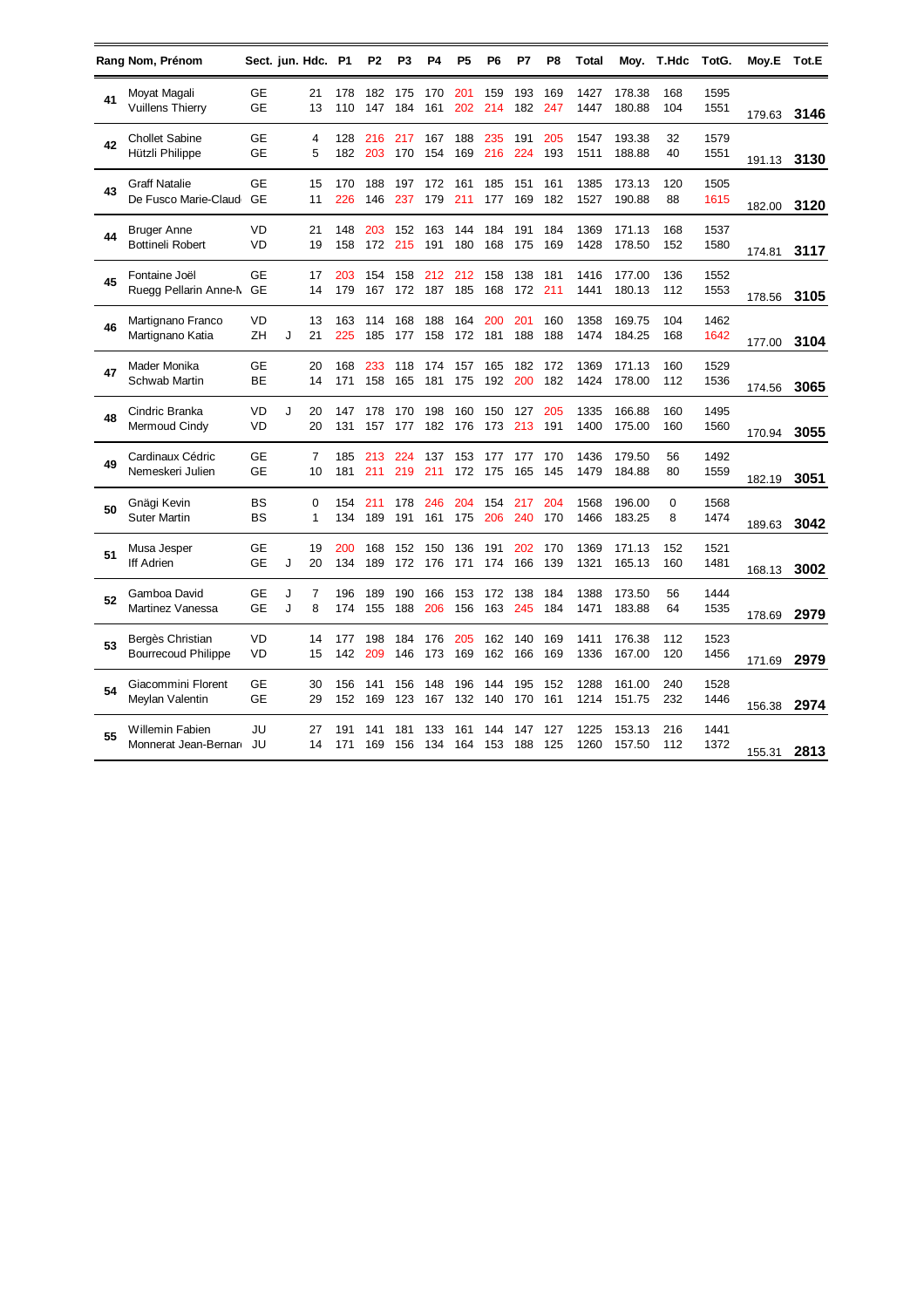| Rang | Nom, Prénom | Sect. | jun. | Hdc. | P1 | P2 | P3 | P4 | P5 | P6 | P7 | P8 | Total | Moy. | T.Hdc | TotG. | Moy.E | Tot.E |
|---|---|---|---|---|---|---|---|---|---|---|---|---|---|---|---|---|---|---|
| 41 | Moyat Magali | GE | | 21 | 178 | 182 | 175 | 170 | 201 | 159 | 193 | 169 | 1427 | 178.38 | 168 | 1595 | | |
| | Vuillens Thierry | GE | | 13 | 110 | 147 | 184 | 161 | 202 | 214 | 182 | 247 | 1447 | 180.88 | 104 | 1551 | 179.63 | 3146 |
| 42 | Chollet Sabine | GE | | 4 | 128 | 216 | 217 | 167 | 188 | 235 | 191 | 205 | 1547 | 193.38 | 32 | 1579 | | |
| | Hützli Philippe | GE | | 5 | 182 | 203 | 170 | 154 | 169 | 216 | 224 | 193 | 1511 | 188.88 | 40 | 1551 | 191.13 | 3130 |
| 43 | Graff Natalie | GE | | 15 | 170 | 188 | 197 | 172 | 161 | 185 | 151 | 161 | 1385 | 173.13 | 120 | 1505 | | |
| | De Fusco Marie-Claud | GE | | 11 | 226 | 146 | 237 | 179 | 211 | 177 | 169 | 182 | 1527 | 190.88 | 88 | 1615 | 182.00 | 3120 |
| 44 | Bruger Anne | VD | | 21 | 148 | 203 | 152 | 163 | 144 | 184 | 191 | 184 | 1369 | 171.13 | 168 | 1537 | | |
| | Bottineli Robert | VD | | 19 | 158 | 172 | 215 | 191 | 180 | 168 | 175 | 169 | 1428 | 178.50 | 152 | 1580 | 174.81 | 3117 |
| 45 | Fontaine Joël | GE | | 17 | 203 | 154 | 158 | 212 | 212 | 158 | 138 | 181 | 1416 | 177.00 | 136 | 1552 | | |
| | Ruegg Pellarin Anne-N | GE | | 14 | 179 | 167 | 172 | 187 | 185 | 168 | 172 | 211 | 1441 | 180.13 | 112 | 1553 | 178.56 | 3105 |
| 46 | Martignano Franco | VD | | 13 | 163 | 114 | 168 | 188 | 164 | 200 | 201 | 160 | 1358 | 169.75 | 104 | 1462 | | |
| | Martignano Katia | ZH | J | 21 | 225 | 185 | 177 | 158 | 172 | 181 | 188 | 188 | 1474 | 184.25 | 168 | 1642 | 177.00 | 3104 |
| 47 | Mader Monika | GE | | 20 | 168 | 233 | 118 | 174 | 157 | 165 | 182 | 172 | 1369 | 171.13 | 160 | 1529 | | |
| | Schwab Martin | BE | | 14 | 171 | 158 | 165 | 181 | 175 | 192 | 200 | 182 | 1424 | 178.00 | 112 | 1536 | 174.56 | 3065 |
| 48 | Cindric Branka | VD | J | 20 | 147 | 178 | 170 | 198 | 160 | 150 | 127 | 205 | 1335 | 166.88 | 160 | 1495 | | |
| | Mermoud Cindy | VD | | 20 | 131 | 157 | 177 | 182 | 176 | 173 | 213 | 191 | 1400 | 175.00 | 160 | 1560 | 170.94 | 3055 |
| 49 | Cardinaux Cédric | GE | | 7 | 185 | 213 | 224 | 137 | 153 | 177 | 177 | 170 | 1436 | 179.50 | 56 | 1492 | | |
| | Nemeskeri Julien | GE | | 10 | 181 | 211 | 219 | 211 | 172 | 175 | 165 | 145 | 1479 | 184.88 | 80 | 1559 | 182.19 | 3051 |
| 50 | Gnägi Kevin | BS | | 0 | 154 | 211 | 178 | 246 | 204 | 154 | 217 | 204 | 1568 | 196.00 | 0 | 1568 | | |
| | Suter Martin | BS | | 1 | 134 | 189 | 191 | 161 | 175 | 206 | 240 | 170 | 1466 | 183.25 | 8 | 1474 | 189.63 | 3042 |
| 51 | Musa Jesper | GE | | 19 | 200 | 168 | 152 | 150 | 136 | 191 | 202 | 170 | 1369 | 171.13 | 152 | 1521 | | |
| | Iff Adrien | GE | J | 20 | 134 | 189 | 172 | 176 | 171 | 174 | 166 | 139 | 1321 | 165.13 | 160 | 1481 | 168.13 | 3002 |
| 52 | Gamboa David | GE | J | 7 | 196 | 189 | 190 | 166 | 153 | 172 | 138 | 184 | 1388 | 173.50 | 56 | 1444 | | |
| | Martinez Vanessa | GE | J | 8 | 174 | 155 | 188 | 206 | 156 | 163 | 245 | 184 | 1471 | 183.88 | 64 | 1535 | 178.69 | 2979 |
| 53 | Bergès Christian | VD | | 14 | 177 | 198 | 184 | 176 | 205 | 162 | 140 | 169 | 1411 | 176.38 | 112 | 1523 | | |
| | Bourrecoud Philippe | VD | | 15 | 142 | 209 | 146 | 173 | 169 | 162 | 166 | 169 | 1336 | 167.00 | 120 | 1456 | 171.69 | 2979 |
| 54 | Giacommini Florent | GE | | 30 | 156 | 141 | 156 | 148 | 196 | 144 | 195 | 152 | 1288 | 161.00 | 240 | 1528 | | |
| | Meylan Valentin | GE | | 29 | 152 | 169 | 123 | 167 | 132 | 140 | 170 | 161 | 1214 | 151.75 | 232 | 1446 | 156.38 | 2974 |
| 55 | Willemin Fabien | JU | | 27 | 191 | 141 | 181 | 133 | 161 | 144 | 147 | 127 | 1225 | 153.13 | 216 | 1441 | | |
| | Monnerat Jean-Bernar | JU | | 14 | 171 | 169 | 156 | 134 | 164 | 153 | 188 | 125 | 1260 | 157.50 | 112 | 1372 | 155.31 | 2813 |